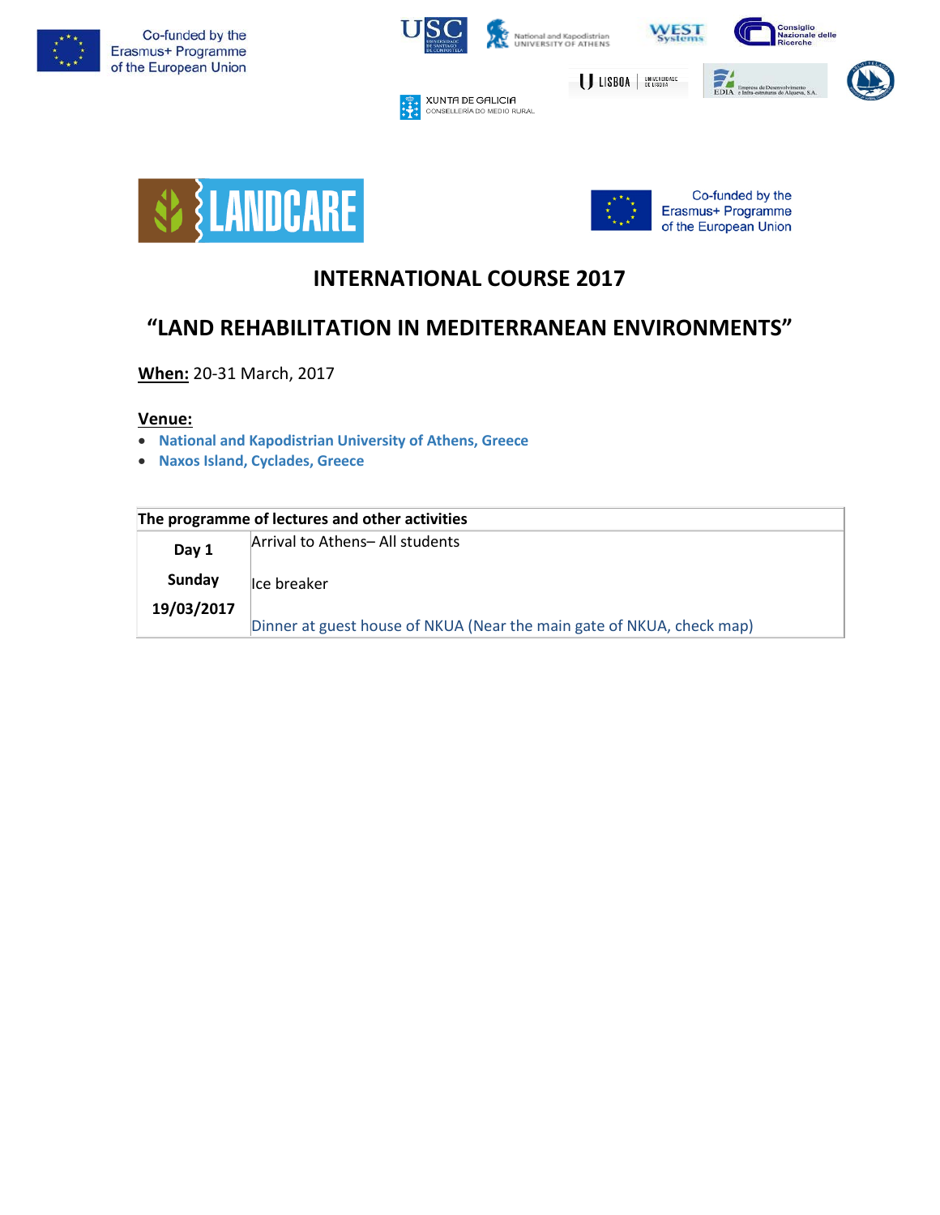Co-funded by the Erasmus+ Programme of the European Union

LANDCARE

Co-funded by the Erasmus+ Programme of the European Union

# INTERNATIONAL COURSE 2017

# "LAND REHABILITATION IN MEDITERRANEAN ENVIRONMENTS"

**When:** 20-31 March, 2017

**Venue:**

- National and Kapodistrian University of Athens, Greece
- Naxos Island, Cyclades, Greece

| The programme of lectures and other activities | |
|---|---|
| **Day 1**<br>**Sunday**<br>**19/03/2017** | Arrival to Athens– All students<br>Ice breaker<br>Dinner at guest house of NKUA (Near the main gate of NKUA, check map) |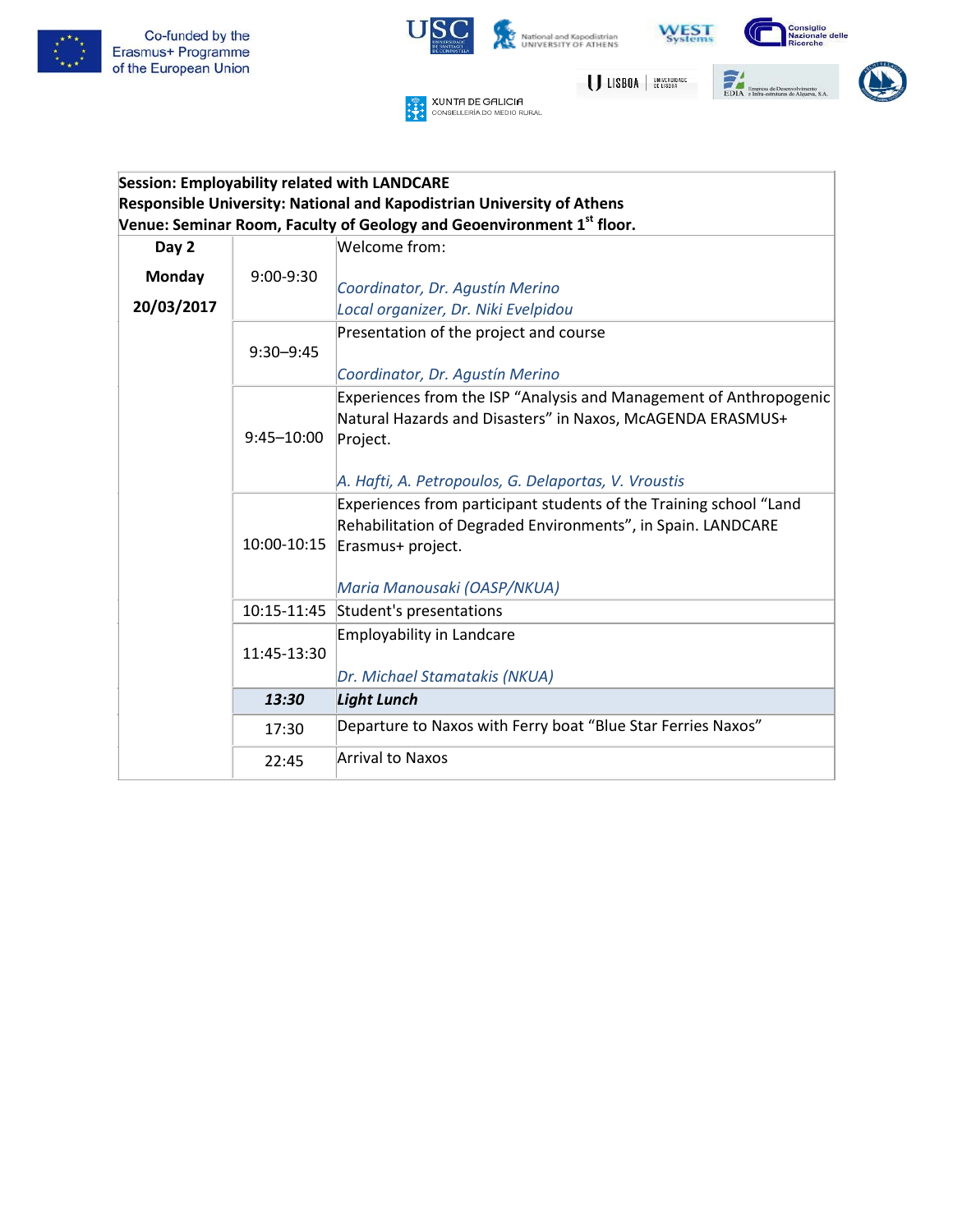Co-funded by the Erasmus+ Programme of the European Union

| Session: Employability related with LANDCARE<br>Responsible University: National and Kapodistrian University of Athens<br>Venue: Seminar Room, Faculty of Geology and Geoenvironment 1st floor. | | |
|---|---|---|
| **Day 2**<br>**Monday**<br>**20/03/2017** | 9:00-9:30 | Welcome from:<br><br>*Coordinator, Dr. Agustín Merino*<br>*Local organizer, Dr. Niki Evelpidou* |
| | 9:30–9:45 | Presentation of the project and course<br><br>*Coordinator, Dr. Agustín Merino* |
| | 9:45–10:00 | Experiences from the ISP "Analysis and Management of Anthropogenic Natural Hazards and Disasters" in Naxos, McAGENDA ERASMUS+ Project.<br><br>*A. Hafti, A. Petropoulos, G. Delaportas, V. Vroustis* |
| | 10:00-10:15 | Experiences from participant students of the Training school "Land Rehabilitation of Degraded Environments", in Spain. LANDCARE Erasmus+ project.<br><br>*Maria Manousaki (OASP/NKUA)* |
| | 10:15-11:45 | Student's presentations |
| | 11:45-13:30 | Employability in Landcare<br><br>*Dr. Michael Stamatakis (NKUA)* |
| | ***13:30*** | ***Light Lunch*** |
| | 17:30 | Departure to Naxos with Ferry boat "Blue Star Ferries Naxos" |
| | 22:45 | Arrival to Naxos |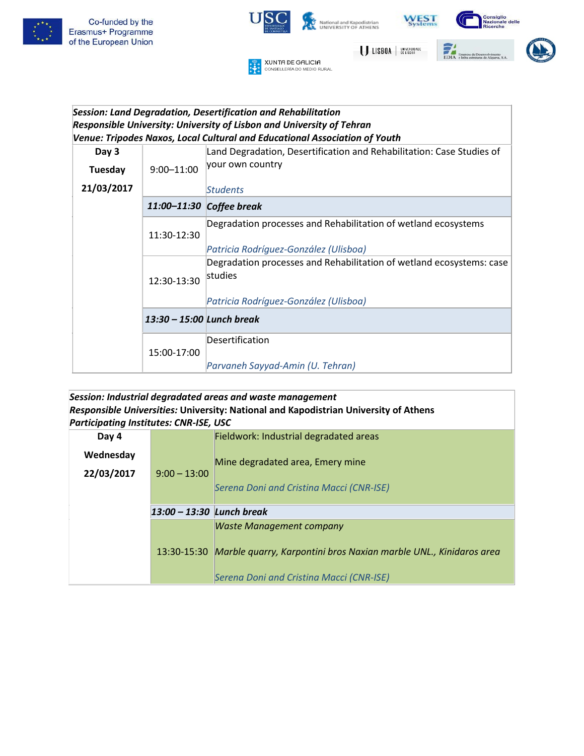Co-funded by the Erasmus+ Programme of the European Union

***Session: Land Degradation, Desertification and Rehabilitation***
***Responsible University: University of Lisbon and University of Tehran***
***Venue: Tripodes Naxos, Local Cultural and Educational Association of Youth***

| Day | Time | Activity |
|---|---|---|
| **Day 3** **Tuesday** **21/03/2017** | 9:00–11:00 | Land Degradation, Desertification and Rehabilitation: Case Studies of your own country<br><br>*Students* |
| | ***11:00–11:30*** | ***Coffee break*** |
| | 11:30-12:30 | Degradation processes and Rehabilitation of wetland ecosystems<br><br>*Patricia Rodríguez-González (Ulisboa)* |
| | 12:30-13:30 | Degradation processes and Rehabilitation of wetland ecosystems: case studies<br><br>*Patricia Rodríguez-González (Ulisboa)* |
| | ***13:30 – 15:00*** | ***Lunch break*** |
| | 15:00-17:00 | Desertification<br><br>*Parvaneh Sayyad-Amin (U. Tehran)* |

***Session: Industrial degradated areas and waste management***
***Responsible Universities:*** **University: National and Kapodistrian University of Athens**
***Participating Institutes: CNR-ISE, USC***

| Day | Time | Activity |
|---|---|---|
| **Day 4** **Wednesday** **22/03/2017** | 9:00 – 13:00 | Fieldwork: Industrial degradated areas<br><br>Mine degradated area, Emery mine<br><br>*Serena Doni and Cristina Macci (CNR-ISE)* |
| | ***13:00 – 13:30*** | ***Lunch break*** |
| | 13:30-15:30 | *Waste Management company*<br><br>*Marble quarry, Karpontini bros Naxian marble UNL., Kinidaros area*<br><br>*Serena Doni and Cristina Macci (CNR-ISE)* |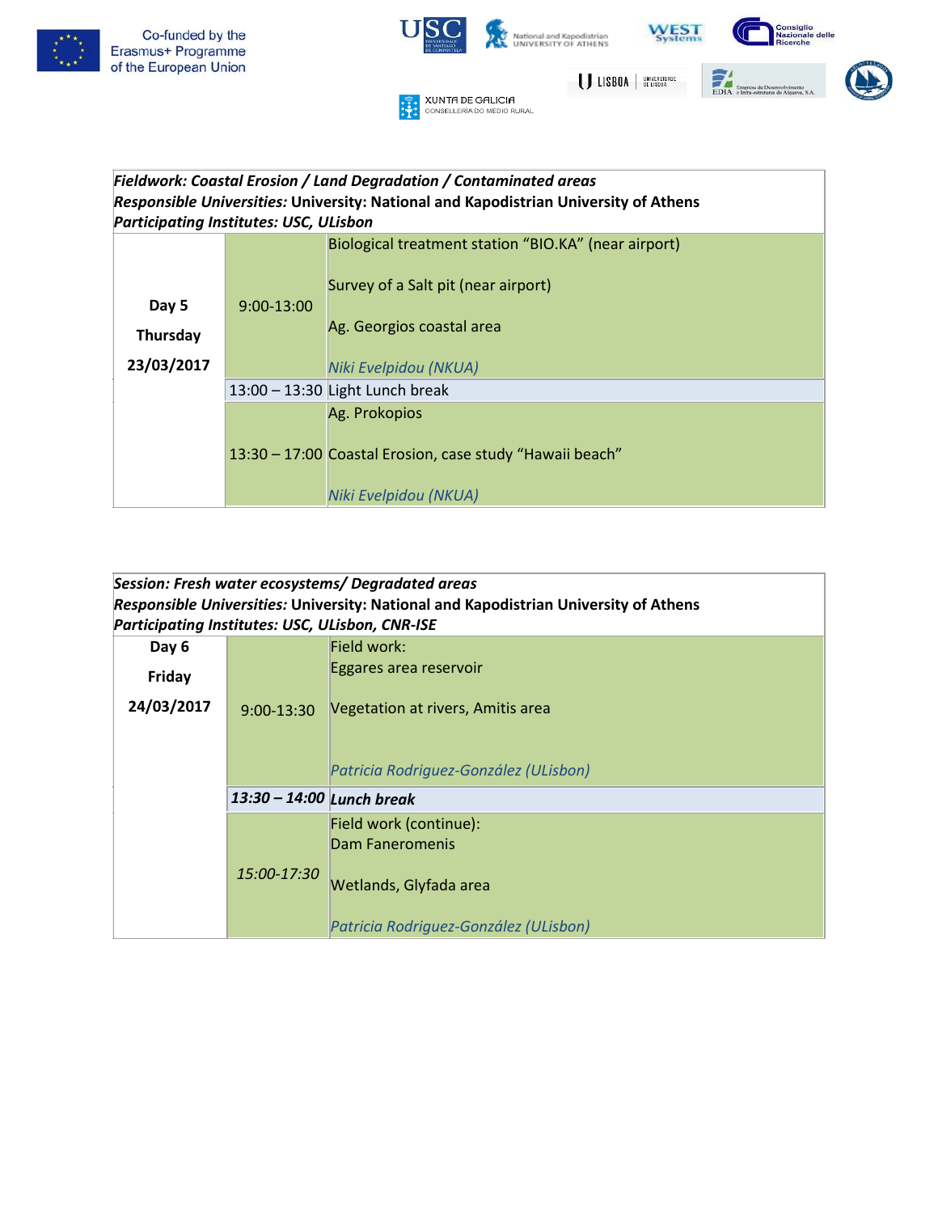**Fieldwork: Coastal Erosion / Land Degradation / Contaminated areas**
***Responsible Universities:*** **University: National and Kapodistrian University of Athens**
***Participating Institutes: USC, ULisbon***

| | | |
|---|---|---|
| **Day 5**<br>**Thursday**<br>**23/03/2017** | 9:00-13:00 | Biological treatment station "BIO.KA" (near airport)<br><br>Survey of a Salt pit (near airport)<br><br>Ag. Georgios coastal area<br><br>*Niki Evelpidou (NKUA)* |
| | 13:00 – 13:30 | Light Lunch break |
| | 13:30 – 17:00 | Ag. Prokopios<br><br>Coastal Erosion, case study "Hawaii beach"<br><br>*Niki Evelpidou (NKUA)* |

**Session: Fresh water ecosystems/ Degradated areas**
***Responsible Universities:*** **University: National and Kapodistrian University of Athens**
***Participating Institutes: USC, ULisbon, CNR-ISE***

| | | |
|---|---|---|
| **Day 6**<br>**Friday**<br>**24/03/2017** | 9:00-13:30 | Field work:<br>Eggares area reservoir<br><br>Vegetation at rivers, Amitis area<br><br>*Patricia Rodriguez-González (ULisbon)* |
| | ***13:30 – 14:00*** | ***Lunch break*** |
| | *15:00-17:30* | Field work (continue):<br>Dam Faneromenis<br><br>Wetlands, Glyfada area<br><br>*Patricia Rodriguez-González (ULisbon)* |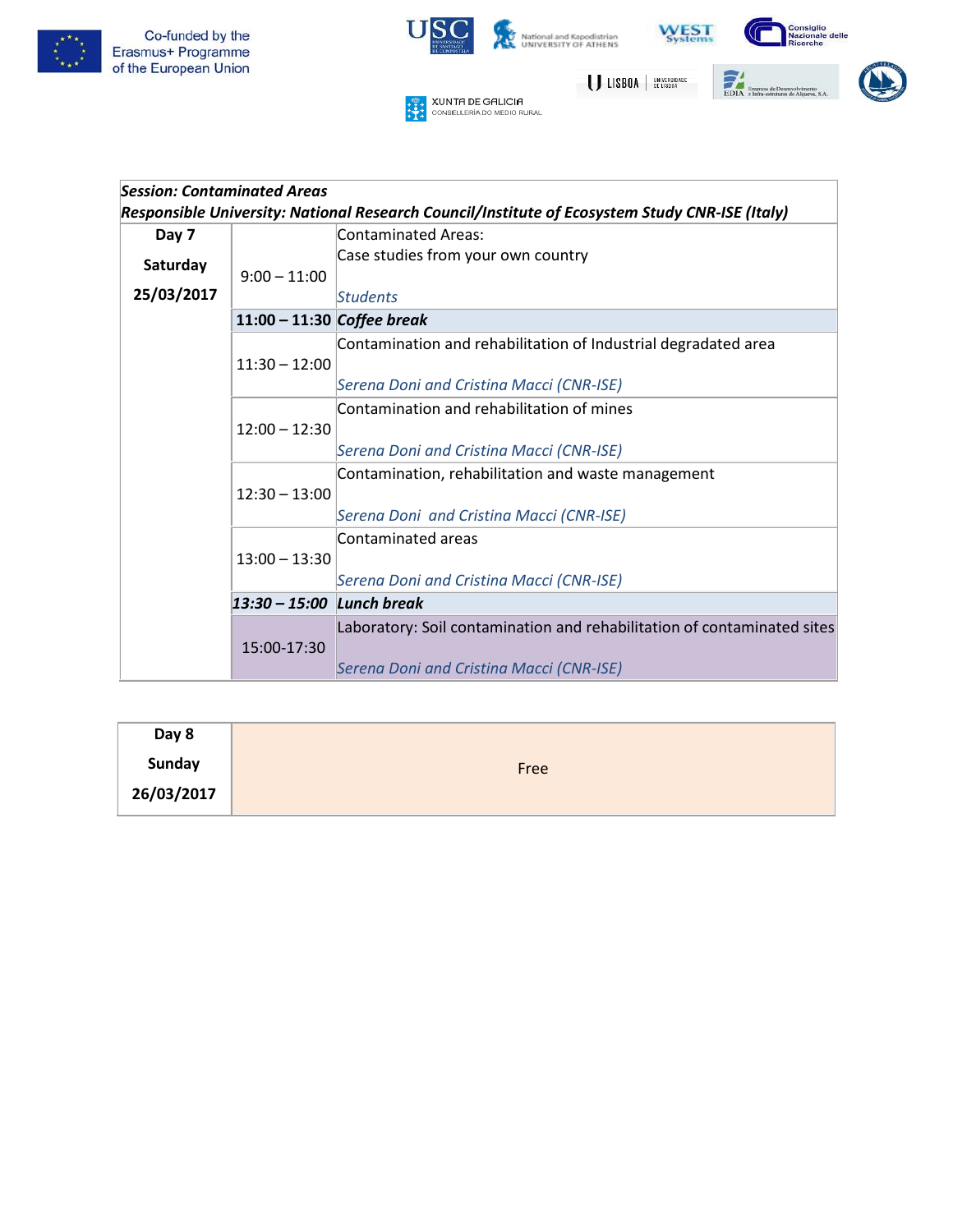| *Session: Contaminated Areas*<br>*Responsible University: National Research Council/Institute of Ecosystem Study CNR-ISE (Italy)* | | |
|---|---|---|
| **Day 7**<br>**Saturday**<br>**25/03/2017** | 9:00 – 11:00 | Contaminated Areas:<br>Case studies from your own country<br>*Students* |
| | **11:00 – 11:30** | ***Coffee break*** |
| | 11:30 – 12:00 | Contamination and rehabilitation of Industrial degradated area<br>*Serena Doni and Cristina Macci (CNR-ISE)* |
| | 12:00 – 12:30 | Contamination and rehabilitation of mines<br>*Serena Doni and Cristina Macci (CNR-ISE)* |
| | 12:30 – 13:00 | Contamination, rehabilitation and waste management<br>*Serena Doni and Cristina Macci (CNR-ISE)* |
| | 13:00 – 13:30 | Contaminated areas<br>*Serena Doni and Cristina Macci (CNR-ISE)* |
| | ***13:30 – 15:00*** | ***Lunch break*** |
| | 15:00-17:30 | Laboratory: Soil contamination and rehabilitation of contaminated sites<br>*Serena Doni and Cristina Macci (CNR-ISE)* |

| **Day 8**<br>**Sunday**<br>**26/03/2017** | Free |
|---|---|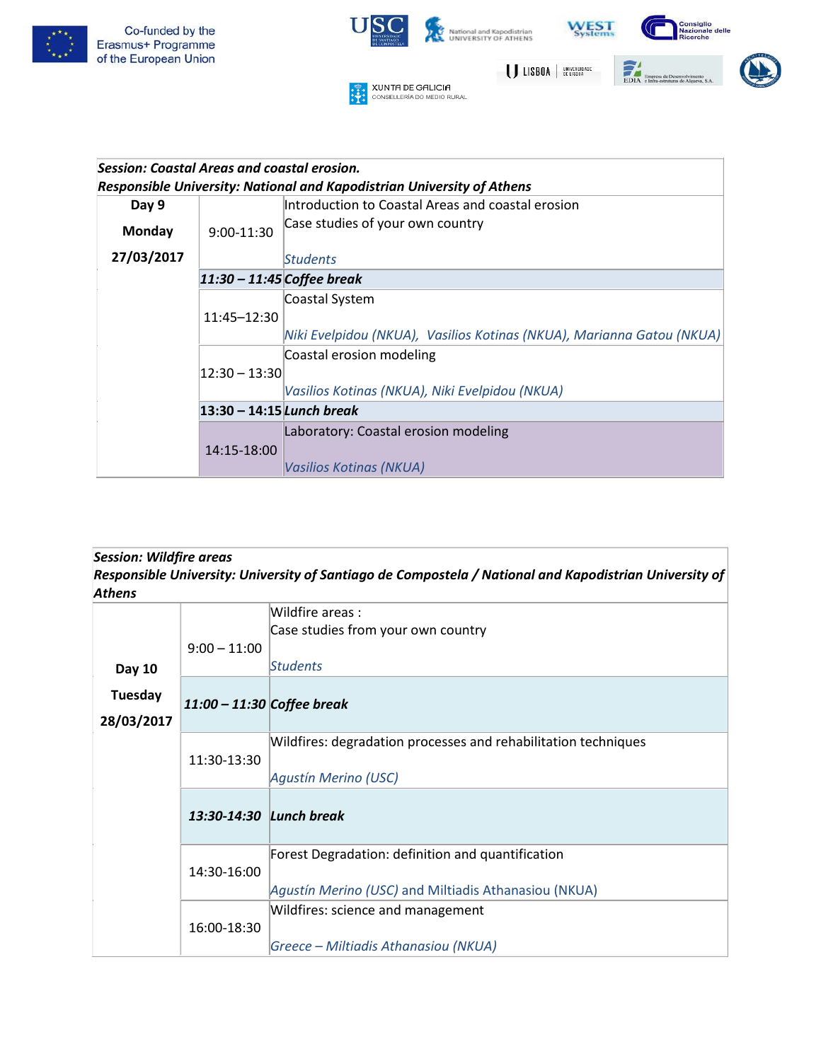Co-funded by the Erasmus+ Programme of the European Union

| ***Session: Coastal Areas and coastal erosion.*** ***Responsible University: National and Kapodistrian University of Athens*** | | |
|---|---|---|
| **Day 9** **Monday** **27/03/2017** | 9:00-11:30 | Introduction to Coastal Areas and coastal erosion<br>Case studies of your own country<br><br>*Students* |
| | ***11:30 – 11:45*** | ***Coffee break*** |
| | 11:45–12:30 | Coastal System<br><br>*Niki Evelpidou (NKUA), Vasilios Kotinas (NKUA), Marianna Gatou (NKUA)* |
| | 12:30 – 13:30 | Coastal erosion modeling<br><br>*Vasilios Kotinas (NKUA), Niki Evelpidou (NKUA)* |
| | **13:30 – 14:15** | ***Lunch break*** |
| | 14:15-18:00 | Laboratory: Coastal erosion modeling<br><br>*Vasilios Kotinas (NKUA)* |

| ***Session: Wildfire areas*** ***Responsible University: University of Santiago de Compostela / National and Kapodistrian University of Athens*** | | |
|---|---|---|
| **Day 10** **Tuesday** **28/03/2017** | 9:00 – 11:00 | Wildfire areas :<br>Case studies from your own country<br><br>*Students* |
| | ***11:00 – 11:30*** | ***Coffee break*** |
| | 11:30-13:30 | Wildfires: degradation processes and rehabilitation techniques<br><br>*Agustín Merino (USC)* |
| | ***13:30-14:30*** | ***Lunch break*** |
| | 14:30-16:00 | Forest Degradation: definition and quantification<br><br>*Agustín Merino (USC)* and Miltiadis Athanasiou (NKUA) |
| | 16:00-18:30 | Wildfires: science and management<br><br>*Greece – Miltiadis Athanasiou (NKUA)* |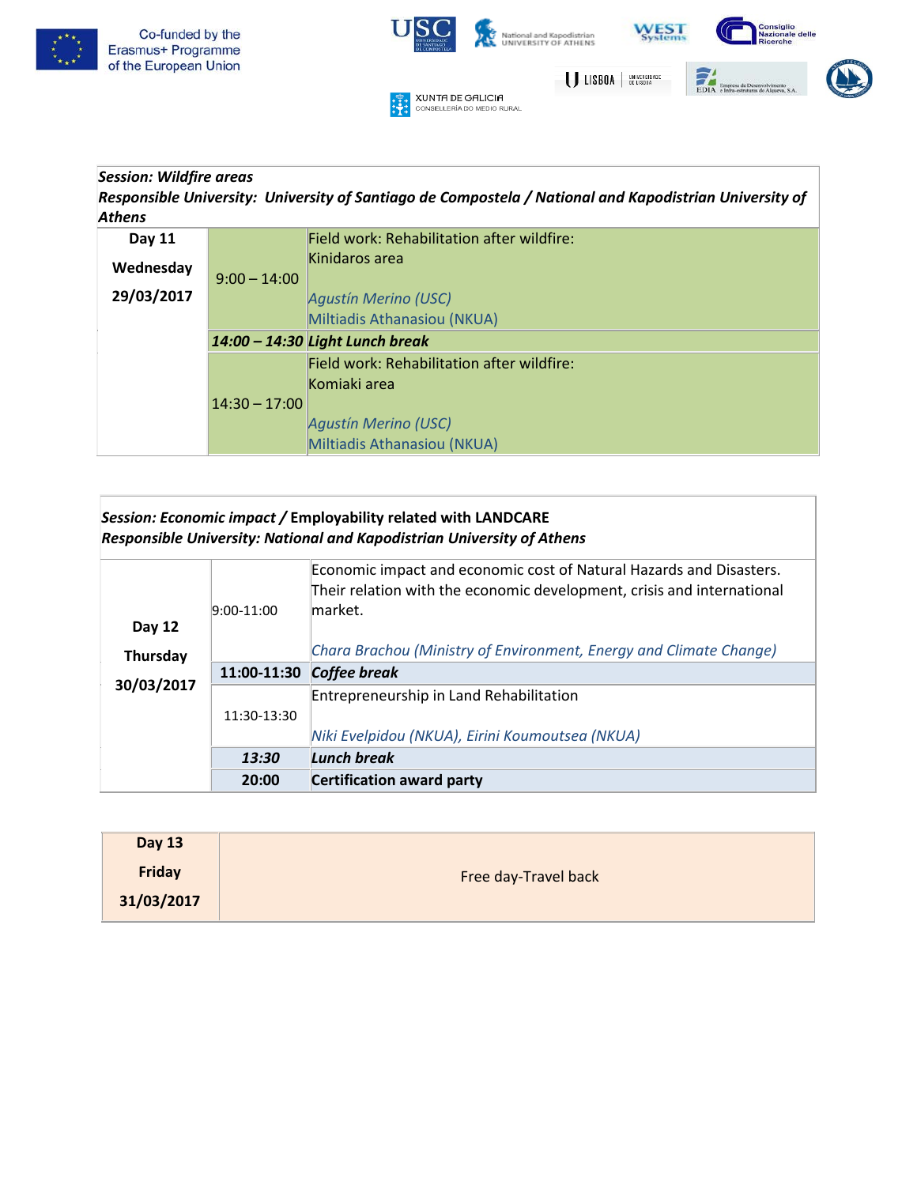Co-funded by the Erasmus+ Programme of the European Union

| *Session: Wildfire areas* | | |
|---|---|---|
| ***Responsible University: University of Santiago de Compostela / National and Kapodistrian University of Athens*** | | |
| **Day 11**<br>**Wednesday**<br>**29/03/2017** | 9:00 – 14:00 | Field work: Rehabilitation after wildfire: Kinidaros area<br><br>*Agustín Merino (USC)*<br>Miltiadis Athanasiou (NKUA) |
| | ***14:00 – 14:30*** | ***Light Lunch break*** |
| | 14:30 – 17:00 | Field work: Rehabilitation after wildfire: Komiaki area<br><br>*Agustín Merino (USC)*<br>Miltiadis Athanasiou (NKUA) |

| ***Session: Economic impact /* Employability related with LANDCARE** | | |
|---|---|---|
| ***Responsible University: National and Kapodistrian University of Athens*** | | |
| **Day 12**<br>**Thursday**<br>**30/03/2017** | 9:00-11:00 | Economic impact and economic cost of Natural Hazards and Disasters. Their relation with the economic development, crisis and international market.<br><br>*Chara Brachou (Ministry of Environment, Energy and Climate Change)* |
| | **11:00-11:30** | ***Coffee break*** |
| | 11:30-13:30 | Entrepreneurship in Land Rehabilitation<br><br>*Niki Evelpidou (NKUA), Eirini Koumoutsea (NKUA)* |
| | ***13:30*** | ***Lunch break*** |
| | **20:00** | **Certification award party** |

| | |
|---|---|
| **Day 13**<br>**Friday**<br>**31/03/2017** | Free day-Travel back |